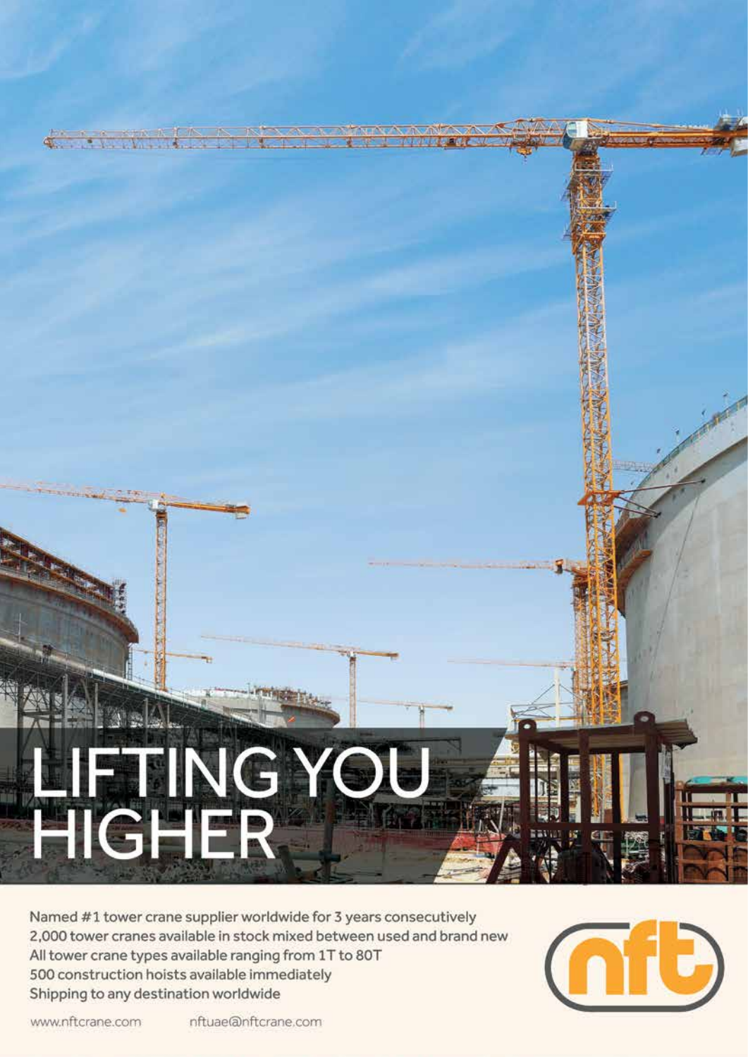# LIFTING YOU HIGHER

Named #1 tower crane supplier worldwide for 3 years consecutively
2,000 tower cranes available in stock mixed between used and brand new
All tower crane types available ranging from 1T to 80T
500 construction hoists available immediately
Shipping to any destination worldwide

www.nftcrane.com nftuae@nftcrane.com

nft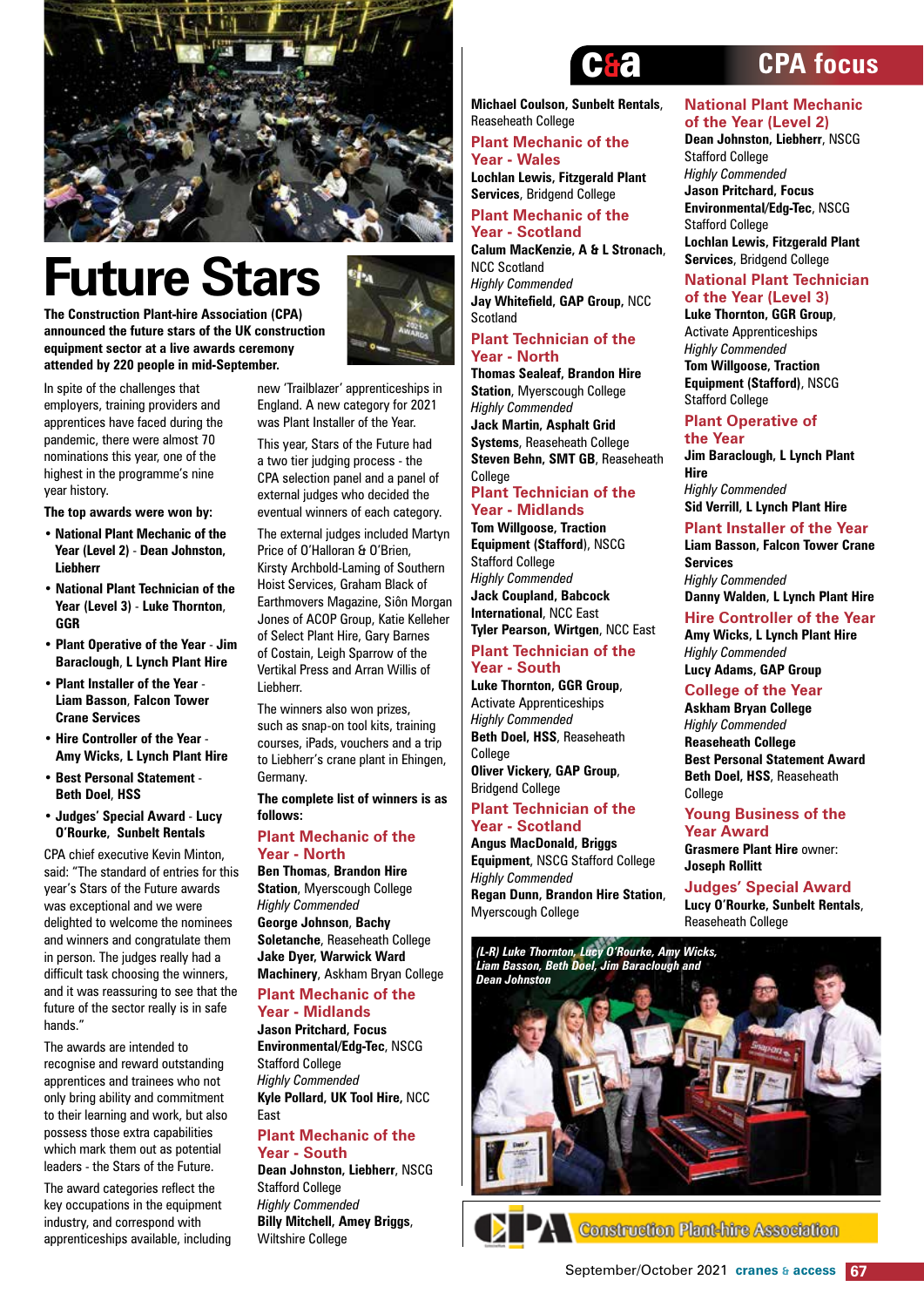# Future Stars

**The Construction Plant-hire Association (CPA) announced the future stars of the UK construction equipment sector at a live awards ceremony attended by 220 people in mid-September.**

In spite of the challenges that employers, training providers and apprentices have faced during the pandemic, there were almost 70 nominations this year, one of the highest in the programme's nine year history.

**The top awards were won by:**

- **National Plant Mechanic of the Year (Level 2) - Dean Johnston, Liebherr**
- **National Plant Technician of the Year (Level 3) - Luke Thornton, GGR**
- **Plant Operative of the Year - Jim Baraclough, L Lynch Plant Hire**
- **Plant Installer of the Year - Liam Basson, Falcon Tower Crane Services**
- **Hire Controller of the Year - Amy Wicks, L Lynch Plant Hire**
- **Best Personal Statement - Beth Doel, HSS**
- **Judges' Special Award - Lucy O'Rourke, Sunbelt Rentals**

CPA chief executive Kevin Minton, said: "The standard of entries for this year's Stars of the Future awards was exceptional and we were delighted to welcome the nominees and winners and congratulate them in person. The judges really had a difficult task choosing the winners, and it was reassuring to see that the future of the sector really is in safe hands."

The awards are intended to recognise and reward outstanding apprentices and trainees who not only bring ability and commitment to their learning and work, but also possess those extra capabilities which mark them out as potential leaders - the Stars of the Future.

The award categories reflect the key occupations in the equipment industry, and correspond with apprenticeships available, including new 'Trailblazer' apprenticeships in England. A new category for 2021 was Plant Installer of the Year.

This year, Stars of the Future had a two tier judging process - the CPA selection panel and a panel of external judges who decided the eventual winners of each category.

The external judges included Martyn Price of O'Halloran & O'Brien, Kirsty Archbold-Laming of Southern Hoist Services, Graham Black of Earthmovers Magazine, Siôn Morgan Jones of ACOP Group, Katie Kelleher of Select Plant Hire, Gary Barnes of Costain, Leigh Sparrow of the Vertikal Press and Arran Willis of Liebherr.

The winners also won prizes, such as snap-on tool kits, training courses, iPads, vouchers and a trip to Liebherr's crane plant in Ehingen, Germany.

**The complete list of winners is as follows:**

## Plant Mechanic of the Year - North

**Ben Thomas, Brandon Hire Station**, Myerscough College
*Highly Commended*
**George Johnson, Bachy Soletanche**, Reaseheath College
**Jake Dyer, Warwick Ward Machinery**, Askham Bryan College

## Plant Mechanic of the Year - Midlands

**Jason Pritchard, Focus Environmental/Edg-Tec**, NSCG Stafford College
*Highly Commended*
**Kyle Pollard, UK Tool Hire**, NCC East

## Plant Mechanic of the Year - South

**Dean Johnston, Liebherr**, NSCG Stafford College
*Highly Commended*
**Billy Mitchell, Amey Briggs**, Wiltshire College
**Michael Coulson, Sunbelt Rentals**, Reaseheath College

## Plant Mechanic of the Year - Wales

**Lochlan Lewis, Fitzgerald Plant Services**, Bridgend College

## Plant Mechanic of the Year - Scotland

**Calum MacKenzie, A & L Stronach**, NCC Scotland
*Highly Commended*
**Jay Whitefield, GAP Group**, NCC Scotland

## Plant Technician of the Year - North

**Thomas Sealeaf, Brandon Hire Station**, Myerscough College
*Highly Commended*
**Jack Martin, Asphalt Grid Systems**, Reaseheath College
**Steven Behn, SMT GB**, Reaseheath College

## Plant Technician of the Year - Midlands

**Tom Willgoose, Traction Equipment (Stafford)**, NSCG Stafford College
*Highly Commended*
**Jack Coupland, Babcock International**, NCC East
**Tyler Pearson, Wirtgen**, NCC East

## Plant Technician of the Year - South

**Luke Thornton, GGR Group**, Activate Apprenticeships
*Highly Commended*
**Beth Doel, HSS**, Reaseheath College
**Oliver Vickery, GAP Group**, Bridgend College

## Plant Technician of the Year - Scotland

**Angus MacDonald, Briggs Equipment**, NSCG Stafford College
*Highly Commended*
**Regan Dunn, Brandon Hire Station**, Myerscough College

## National Plant Mechanic of the Year (Level 2)

**Dean Johnston, Liebherr**, NSCG Stafford College
*Highly Commended*
**Jason Pritchard, Focus Environmental/Edg-Tec**, NSCG Stafford College
**Lochlan Lewis, Fitzgerald Plant Services**, Bridgend College

## National Plant Technician of the Year (Level 3)

**Luke Thornton, GGR Group**, Activate Apprenticeships
*Highly Commended*
**Tom Willgoose, Traction Equipment (Stafford)**, NSCG Stafford College

## Plant Operative of the Year

**Jim Baraclough, L Lynch Plant Hire**
*Highly Commended*
**Sid Verrill, L Lynch Plant Hire**

## Plant Installer of the Year

**Liam Basson, Falcon Tower Crane Services**
*Highly Commended*
**Danny Walden, L Lynch Plant Hire**

## Hire Controller of the Year

**Amy Wicks, L Lynch Plant Hire**
*Highly Commended*
**Lucy Adams, GAP Group**

## College of the Year

**Askham Bryan College**
*Highly Commended*
**Reaseheath College**

**Best Personal Statement Award**
**Beth Doel, HSS**, Reaseheath College

## Young Business of the Year Award

**Grasmere Plant Hire** owner: **Joseph Rollitt**

## Judges' Special Award

**Lucy O'Rourke, Sunbelt Rentals**, Reaseheath College

*(L-R) Luke Thornton, Lucy O'Rourke, Amy Wicks, Liam Basson, Beth Doel, Jim Baraclough and Dean Johnston*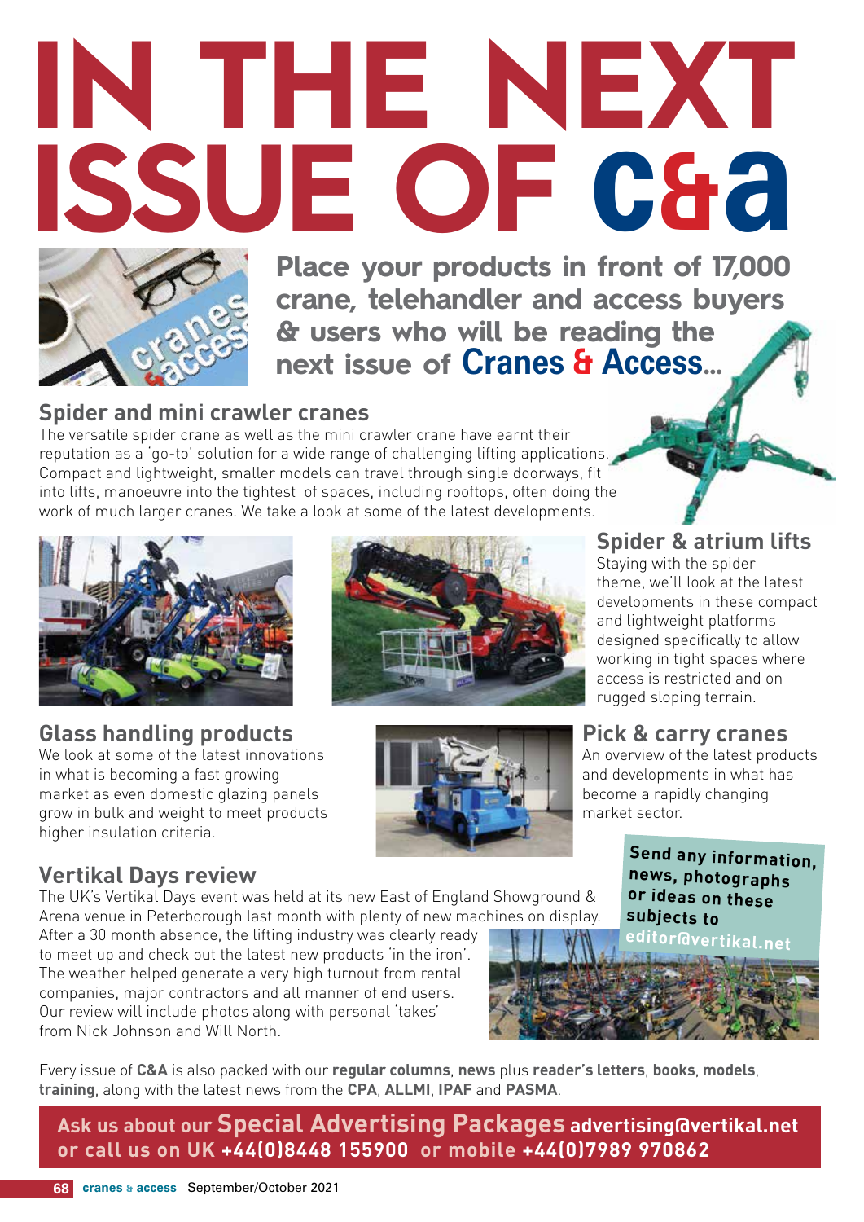# IN THE NEXT ISSUE OF c&a

**Place your products in front of 17,000 crane, telehandler and access buyers & users who will be reading the next issue of Cranes & Access...**

## Spider and mini crawler cranes

The versatile spider crane as well as the mini crawler crane have earnt their reputation as a 'go-to' solution for a wide range of challenging lifting applications. Compact and lightweight, smaller models can travel through single doorways, fit into lifts, manoeuvre into the tightest of spaces, including rooftops, often doing the work of much larger cranes. We take a look at some of the latest developments.

## Spider & atrium lifts

Staying with the spider theme, we'll look at the latest developments in these compact and lightweight platforms designed specifically to allow working in tight spaces where access is restricted and on rugged sloping terrain.

## Glass handling products

We look at some of the latest innovations in what is becoming a fast growing market as even domestic glazing panels grow in bulk and weight to meet products higher insulation criteria.

## Pick & carry cranes

An overview of the latest products and developments in what has become a rapidly changing market sector.

**Send any information, news, photographs or ideas on these subjects to editor@vertikal.net**

## Vertikal Days review

The UK's Vertikal Days event was held at its new East of England Showground & Arena venue in Peterborough last month with plenty of new machines on display. After a 30 month absence, the lifting industry was clearly ready to meet up and check out the latest new products 'in the iron'. The weather helped generate a very high turnout from rental companies, major contractors and all manner of end users. Our review will include photos along with personal 'takes' from Nick Johnson and Will North.

Every issue of **C&A** is also packed with our **regular columns**, **news** plus **reader's letters**, **books**, **models**, **training**, along with the latest news from the **CPA**, **ALLMI**, **IPAF** and **PASMA**.

**Ask us about our Special Advertising Packages advertising@vertikal.net or call us on UK +44(0)8448 155900 or mobile +44(0)7989 970862**